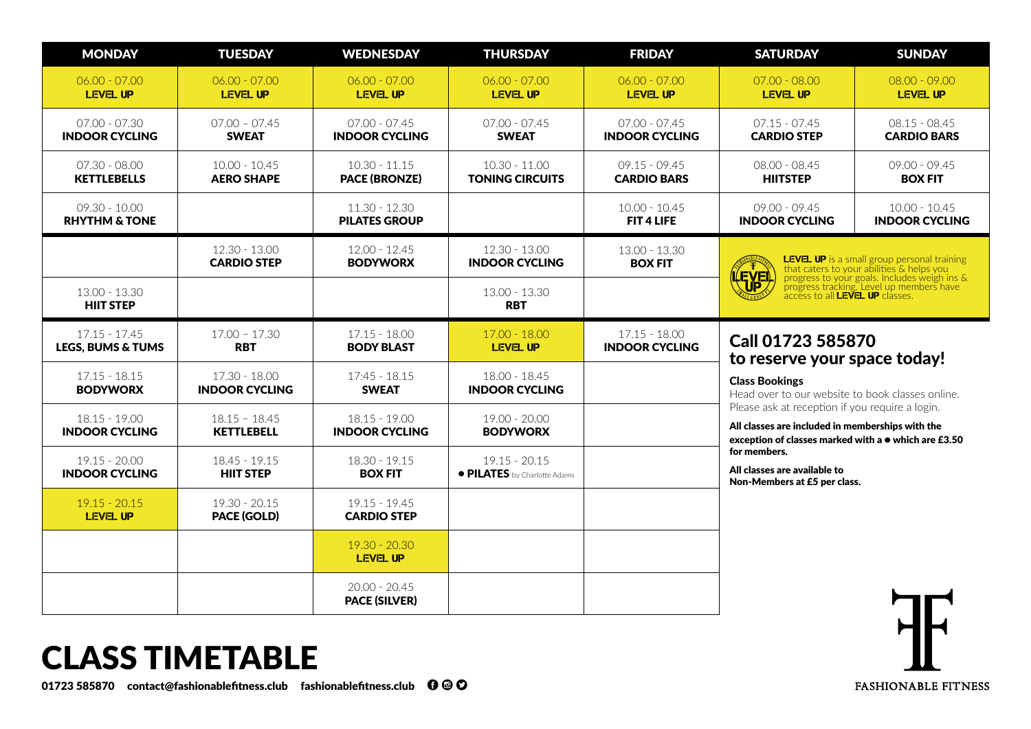# CLASS TIMETABLE

| MONDAY | TUESDAY | WEDNESDAY | THURSDAY | FRIDAY | SATURDAY | SUNDAY |
|---|---|---|---|---|---|---|
| 06.00 - 07.00 **LEVEL UP** | 06.00 - 07.00 **LEVEL UP** | 06.00 - 07.00 **LEVEL UP** | 06.00 - 07.00 **LEVEL UP** | 06.00 - 07.00 **LEVEL UP** | 07.00 - 08.00 **LEVEL UP** | 08.00 - 09.00 **LEVEL UP** |
| 07.00 - 07.30 **INDOOR CYCLING** | 07.00 – 07.45 **SWEAT** | 07.00 - 07.45 **INDOOR CYCLING** | 07.00 - 07.45 **SWEAT** | 07.00 - 07.45 **INDOOR CYCLING** | 07.15 - 07.45 **CARDIO STEP** | 08.15 - 08.45 **CARDIO BARS** |
| 07.30 - 08.00 **KETTLEBELLS** | 10.00 - 10.45 **AERO SHAPE** | 10.30 - 11.15 **PACE (BRONZE)** | 10.30 - 11.00 **TONING CIRCUITS** | 09.15 - 09.45 **CARDIO BARS** | 08.00 - 08.45 **HIITSTEP** | 09.00 - 09.45 **BOX FIT** |
| 09.30 - 10.00 **RHYTHM & TONE** | | 11.30 - 12.30 **PILATES GROUP** | | 10.00 - 10.45 **FIT 4 LIFE** | 09.00 - 09.45 **INDOOR CYCLING** | 10.00 - 10.45 **INDOOR CYCLING** |
| | 12.30 - 13.00 **CARDIO STEP** | 12.00 - 12.45 **BODYWORX** | 12.30 - 13.00 **INDOOR CYCLING** | 13.00 - 13.30 **BOX FIT** | | |
| 13.00 - 13.30 **HIIT STEP** | | | 13.00 - 13.30 **RBT** | | | |
| 17.15 - 17.45 **LEGS, BUMS & TUMS** | 17.00 – 17.30 **RBT** | 17.15 - 18.00 **BODY BLAST** | 17.00 - 18.00 **LEVEL UP** | 17.15 - 18.00 **INDOOR CYCLING** | | |
| 17.15 - 18.15 **BODYWORX** | 17.30 - 18.00 **INDOOR CYCLING** | 17:45 - 18.15 **SWEAT** | 18.00 - 18.45 **INDOOR CYCLING** | | | |
| 18.15 - 19.00 **INDOOR CYCLING** | 18.15 – 18.45 **KETTLEBELL** | 18.15 - 19.00 **INDOOR CYCLING** | 19.00 - 20.00 **BODYWORX** | | | |
| 19.15 - 20.00 **INDOOR CYCLING** | 18.45 - 19.15 **HIIT STEP** | 18.30 - 19.15 **BOX FIT** | 19.15 - 20.15 ● **PILATES** by Charlotte Adams | | | |
| 19.15 - 20.15 **LEVEL UP** | 19.30 - 20.15 **PACE (GOLD)** | 19.15 - 19.45 **CARDIO STEP** | | | | |
| | | 19.30 - 20.30 **LEVEL UP** | | | | |
| | | 20.00 - 20.45 **PACE (SILVER)** | | | | |

**LEVEL UP** is a small group personal training that caters to your abilities & helps you progress to your goals. Includes weigh ins & progress tracking. Level up members have access to all **LEVEL UP** classes.

## Call 01723 585870 to reserve your space today!

**Class Bookings**

Head over to our website to book classes online. Please ask at reception if you require a login.

**All classes are included in memberships with the exception of classes marked with a ● which are £3.50 for members.**

**All classes are available to Non-Members at £5 per class.**

FASHIONABLE FITNESS

01723 585870 contact@fashionablefitness.club fashionablefitness.club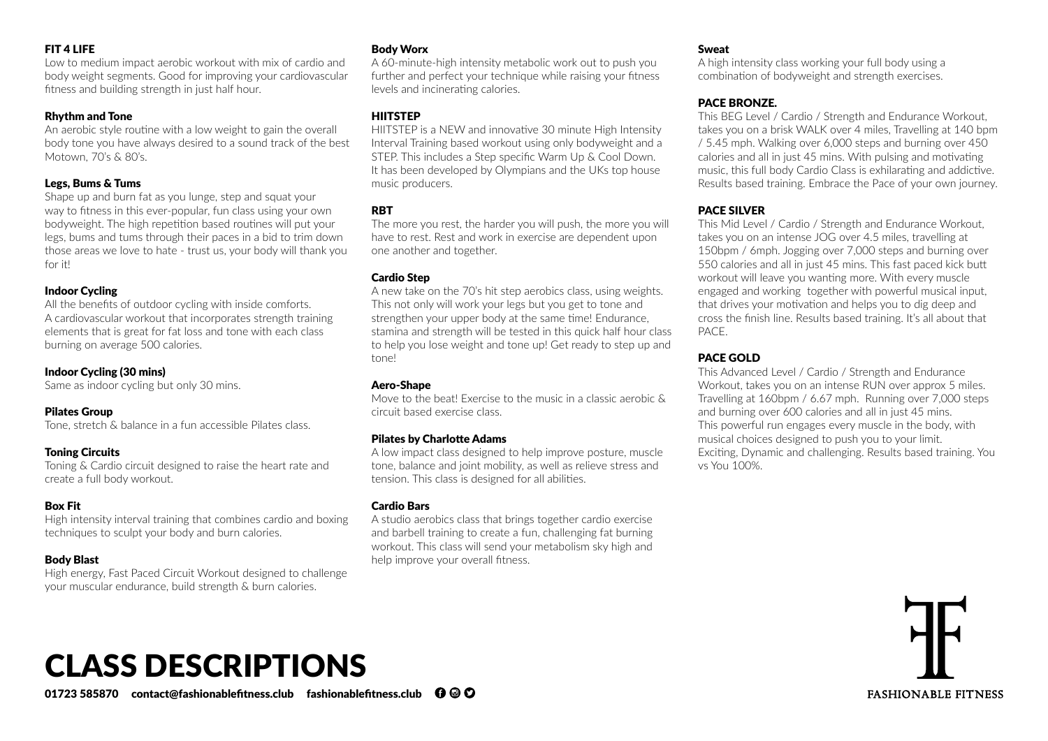# CLASS DESCRIPTIONS

### FIT 4 LIFE
Low to medium impact aerobic workout with mix of cardio and body weight segments. Good for improving your cardiovascular fitness and building strength in just half hour.

### Rhythm and Tone
An aerobic style routine with a low weight to gain the overall body tone you have always desired to a sound track of the best Motown, 70's & 80's.

### Legs, Bums & Tums
Shape up and burn fat as you lunge, step and squat your way to fitness in this ever-popular, fun class using your own bodyweight. The high repetition based routines will put your legs, bums and tums through their paces in a bid to trim down those areas we love to hate - trust us, your body will thank you for it!

### Indoor Cycling
All the benefits of outdoor cycling with inside comforts. A cardiovascular workout that incorporates strength training elements that is great for fat loss and tone with each class burning on average 500 calories.

### Indoor Cycling (30 mins)
Same as indoor cycling but only 30 mins.

### Pilates Group
Tone, stretch & balance in a fun accessible Pilates class.

### Toning Circuits
Toning & Cardio circuit designed to raise the heart rate and create a full body workout.

### Box Fit
High intensity interval training that combines cardio and boxing techniques to sculpt your body and burn calories.

### Body Blast
High energy, Fast Paced Circuit Workout designed to challenge your muscular endurance, build strength & burn calories.

### Body Worx
A 60-minute-high intensity metabolic work out to push you further and perfect your technique while raising your fitness levels and incinerating calories.

### HIITSTEP
HIITSTEP is a NEW and innovative 30 minute High Intensity Interval Training based workout using only bodyweight and a STEP. This includes a Step specific Warm Up & Cool Down. It has been developed by Olympians and the UKs top house music producers.

### RBT
The more you rest, the harder you will push, the more you will have to rest. Rest and work in exercise are dependent upon one another and together.

### Cardio Step
A new take on the 70's hit step aerobics class, using weights. This not only will work your legs but you get to tone and strengthen your upper body at the same time! Endurance, stamina and strength will be tested in this quick half hour class to help you lose weight and tone up! Get ready to step up and tone!

### Aero-Shape
Move to the beat! Exercise to the music in a classic aerobic & circuit based exercise class.

### Pilates by Charlotte Adams
A low impact class designed to help improve posture, muscle tone, balance and joint mobility, as well as relieve stress and tension. This class is designed for all abilities.

### Cardio Bars
A studio aerobics class that brings together cardio exercise and barbell training to create a fun, challenging fat burning workout. This class will send your metabolism sky high and help improve your overall fitness.

### Sweat
A high intensity class working your full body using a combination of bodyweight and strength exercises.

### PACE BRONZE.
This BEG Level / Cardio / Strength and Endurance Workout, takes you on a brisk WALK over 4 miles, Travelling at 140 bpm / 5.45 mph. Walking over 6,000 steps and burning over 450 calories and all in just 45 mins. With pulsing and motivating music, this full body Cardio Class is exhilarating and addictive. Results based training. Embrace the Pace of your own journey.

### PACE SILVER
This Mid Level / Cardio / Strength and Endurance Workout, takes you on an intense JOG over 4.5 miles, travelling at 150bpm / 6mph. Jogging over 7,000 steps and burning over 550 calories and all in just 45 mins. This fast paced kick butt workout will leave you wanting more. With every muscle engaged and working together with powerful musical input, that drives your motivation and helps you to dig deep and cross the finish line. Results based training. It's all about that PACE.

### PACE GOLD
This Advanced Level / Cardio / Strength and Endurance Workout, takes you on an intense RUN over approx 5 miles. Travelling at 160bpm / 6.67 mph. Running over 7,000 steps and burning over 600 calories and all in just 45 mins. This powerful run engages every muscle in the body, with musical choices designed to push you to your limit. Exciting, Dynamic and challenging. Results based training. You vs You 100%.

01723 585870 contact@fashionablefitness.club fashionablefitness.club

FASHIONABLE FITNESS